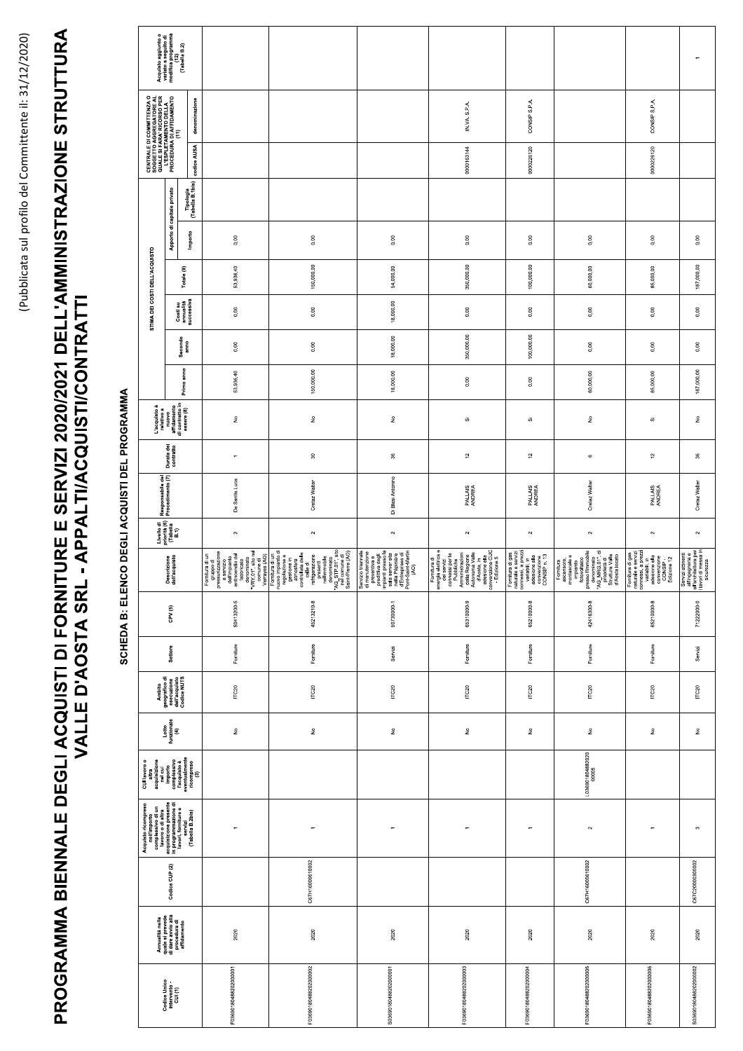(Pubblicata sul profilo del Committente il: 31/12/2020)

# PROGRAMMA BIENNALE DEGLI ACQUISTI DI FORNITURE E SERVIZI 2020/2021 DELL'AMMINISTRAZIONE STRUTTURA VALLE D'AOSTA SRL - APPALTI/ACQUISTI/CONTRATTI

## SCHEDA B: ELENCO DEGLI ACQUISTI DEL PROGRAMMA

| Codice Unico Intervento - CUI (1) | Annualità nella quale si prevede di dare avvio alla procedura di affidamento | Codice CUP (2) | Acquisto ricompreso nell'importo complessivo di un lavoro o di altra acquisizione presente in programmazione di lavori, forniture e servizi (Tabella B.2bis) | CUI lavoro o altra acquisizione nel cui importo complessivo l'acquisto è eventualmente ricompreso (3) | Lotto funzionale (4) | Ambito geografico di esecuzione dell'Acquisto Codice NUTS | Settore | CPV (5) | Descrizione dell'acquisto | Livello di priorità (6) (Tabella B.1) | Responsabile del Procedimento (7) | Durata del contratto | L'acquisto è relativo a nuovo affidamento di contratto in essere (8) | STIMA DEI COSTI DELL'ACQUISTO | | | | | | CENTRALE DI COMMITTENZA O SOGGETTO AGGREGATORE AL QUALE SI FARA' RICORSO PER L'ESPLETAMENTO DELLA PROCEDURA DI AFFIDAMENTO (11) | | Acquisto aggiunto o variato a seguito di modifica programma (12) (Tabella B.2) |
|---|---|---|---|---|---|---|---|---|---|---|---|---|---|---|---|---|---|---|---|---|---|---|
| | | | | | | | | | | | | | | Primo anno | Secondo anno | Costi su annualità successiva | Totale (9) | Apporto di capitale privato | | codice AUSA | denominazione | |
| | | | | | | | | | | | | | | | | | | Importo | Tipologia (Tabella B.1bis) | | | |
| F05690180488202000001 | 2020 | | 1 | | No | ITC20 | Forniture | 50413200-5 | Fornitura di un gruppo di pressurizzazione a servizio dell'impianto antincendio del fabbricato denominato "VR_01", sito nel comune di Verrayes (AO) | 2 | De Santis Luca | 1 | No | 53.836,40 | 0,00 | 0,00 | 53.836,40 | 0,00 | | | | |
| F05690180488202000002 | 2020 | C67H16000610002 | 1 | | No | ITC20 | Forniture | 45213210-8 | Fornitura di un nuovo impianto di regolazione e gestione in ambiente controllato delle celle di refrigerazione presenti nell'immobile denominato "AG_STP_01", sito nel comune di Saint-Pierre (AO) | 2 | Cretaz Walter | 30 | No | 150.000,00 | 0,00 | 0,00 | 150.000,00 | 0,00 | | | | |
| S05690180488202000001 | 2020 | | 1 | | No | ITC20 | Servizi | 50700000-1 | Servizio triennale di manutenzione preventiva e predittiva degli impianti presso la sala server sita nella Pépinière d'Entreprises di Pont-Saint-Martin (AO) | 2 | Di Biasi Antonino | 36 | No | 18.000,00 | 18.000,00 | 18.000,00 | 54.000,00 | 0,00 | | | | |
| F05690180488202000003 | 2020 | | 1 | | No | ITC20 | Forniture | 65310000-9 | Fornitura di energia elettrica e dei servizi connessi per le Pubbliche Amministrazioni della Regione Autonoma Valle d'Aosta, in adesione alla convenzione CUC - Edizione 5 | 2 | PALLAIS ANDREA | 12 | Si | 0,00 | 350.000,00 | 0,00 | 350.000,00 | 0,00 | | 0000163144 | IN.VA. S.P.A. | |
| F05690180488202000004 | 2020 | | 1 | | No | ITC20 | Forniture | 65210000-8 | Fornitura di gas naturale e servizi connessi, a prezzi variabili, in adesione alla convenzione CONSIP n. 13 | 2 | PALLAIS ANDREA | 12 | Si | 0,00 | 100.000,00 | 0,00 | 100.000,00 | 0,00 | | 0000226120 | CONSIP S.P.A. | |
| F05690180488202000005 | 2020 | C67H16000610002 | 2 | L05690180488202000005 | No | ITC20 | Forniture | 42416300-8 | Fornitura ascensore, montacarichi e impianto fotovoltaico presso l'immobile denominato "AG_MRG_01" di proprietà di Struttura Valle d'Aosta locato | 2 | Cretaz Walter | 6 | No | 60.000,00 | 0,00 | 0,00 | 60.000,00 | 0,00 | | | | |
| F05690180488202000006 | 2020 | | 1 | | No | ITC20 | Forniture | 65210000-8 | Fornitura di gas naturale e servizi connessi, a prezzi variabili, in adesione alla convenzione CONSIP - Edizione 12 | 2 | PALLAIS ANDREA | 12 | Si | 85.000,00 | 0,00 | 0,00 | 85.000,00 | 0,00 | | 0000226120 | CONSIP S.P.A. | |
| S05690180488202000002 | 2020 | C67C20000300002 | 3 | | No | ITC20 | Servizi | 71222000-0 | Servizi attinenti all'ingegneria e all'architettura per i lavori di messa in sicurezza | 2 | Cretaz Walter | 36 | No | 187.000,00 | 0,00 | 0,00 | 187.000,00 | 0,00 | | | | 1 |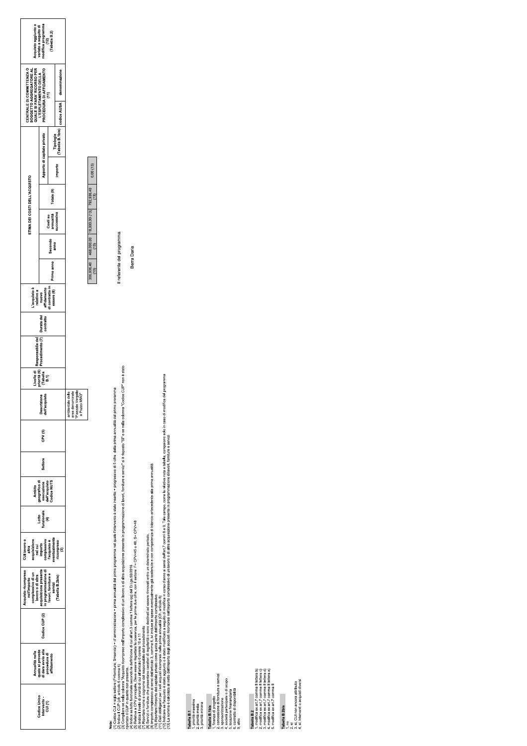| Codice Unico Intervento - CUI (1) | Annualità nella quale si prevede di dare avvio alla procedura di affidamento | Codice CUP (2) | Acquisto ricompreso nell'importo complessivo di un lavoro o di altra acquisizione presente in programmazione di lavori, forniture e servizi (Tabella B.2bis) | CUI lavoro o altra acquisizione nel cui importo complessivo l'acquisto è eventualmente ricompreso (3) | Lotto funzionale (4) | Ambito geografico di esecuzione dell'Acquisto Codice NUTS | Settore | CPV (5) | Descrizione dell'acquisto | Livello di priorità (6) (Tabella B.1) | Responsabile del Procedimento (7) | Durata del contratto | L'acquisto è relativo a nuovo affidamento di contratto in essere (8) | STIMA DEI COSTI DELL'ACQUISTO | | | | | | CENTRALE DI COMMITTENZA O SOGGETTO AGGREGATORE AL QUALE SI FARA' RICORSO PER L'ESPLETAMENTO DELLA PROCEDURA DI AFFIDAMENTO (11) | | Acquisto aggiunto o variato a seguito di modifica programma (12) (Tabella B.2) |
|---|---|---|---|---|---|---|---|---|---|---|---|---|---|---|---|---|---|---|---|---|---|---|
| | | | | | | | | | | | | | | Primo anno | Secondo anno | Costi su annualità successiva | Totale (9) | Apporto di capitale privato | | codice AUSA | denominazione | |
| | | | | | | | | | | | | | | | | | | Importo | Tipologia (Tabella B.1bis) | | | |
| | | | | | | | | | ambientale delle aree denominate "Piazzale Venezia e Pozzo MW3" | | | | | | | | | | | | | |
| | | | | | | | | | | | | | | 306.936,40 (13) | 468.000,00 (13) | 18.000,00 (13) | 792.936,40 (13) | 0,00 (13) | | | | |

Il referente del programma

Berra Daria

**Note:**
(1) Codice CUI = sigla settore (F=forniture; S=servizi) + cf amministrazione + prima annualità del primo programma nel quale l'intervento è stato inserito + progressivo di 5 cifre della prima annualità del primo programma
(2) Indica il CUP (cfr. articolo 6 comma 4)
(3) Compilare se nella colonna "Acquisto ricompreso nell'importo complessivo di un lavoro o di altra acquisizione presente in programmazione di lavori, forniture e servizi" si è risposto "SI" e se nella colonna "Codice CUP" non è stato riportato il CUP in quanto non presente.
(4) Indica se lotto funzionale secondo la definizione di cui all'art.3 comma 1 lettera qq) del D.Lgs.50/2016
(5) Relativa a CPV principale. Deve essere rispettata la coerenza, per le prime due cifre, con il settore: F= CPV<45 o 48; S= CPV>48
(6) Indica il livello di priorità di cui all'articolo 6 commi 10 e 11
(7) Riportare nome e cognome del responsabile del procedimento
(8) Servizi o forniture che presentano caratteri di regolarità o sono destinati ad essere rinnovati entro un determinato periodo
(9) Importo complessivo ai sensi dell'articolo 3, comma 6, ivi incluse le spese eventualmente già sostenute e con competenza di bilancio antecedente alla prima annualità
(10) Riportare l'importo del capitale privato come quota parte dell'importo complessivo
(11) Dati obbligatori per i soli acquisti ricompresi nella prima annualità (Cfr. articolo 8)
(12) Indicare se l'acquisto è stato aggiunto o è stato modificato a seguito di modifica in corso d'anno ai sensi dell'art.7 commi 8 e 9. Tale campo, come la relativa nota e tabella, compaiono solo in caso di modifica del programma
(13) La somma è calcolata al netto dell'importo degli acquisti ricompresi nell'importo complessivo di un lavoro o di altra acquisizione presente in programmazione di lavori, forniture e servizi

**Tabella B.1**
1. priorità massima
2. priorità media
3. priorità minima

**Tabella B.1bis**
1. finanza di progetto
2. concessione di forniture e servizi
3. sponsorizzazione
4. società partecipate o di scopo
5. locazione finanziaria
6. contratto di disponibilità
9. altro

**Tabella B.2**
1. modifica ex art.7 comma 8 lettera b)
2. modifica ex art.7 comma 8 lettera c)
3. modifica ex art.7 comma 8 lettera d)
4. modifica ex art.7 comma 8 lettera e)
5. modifica ex art.7 comma 9

**Tabella B.2bis**
1. no
2. si
3. si, CUI non ancora attribuito
4. si, interventi o acquisti diversi